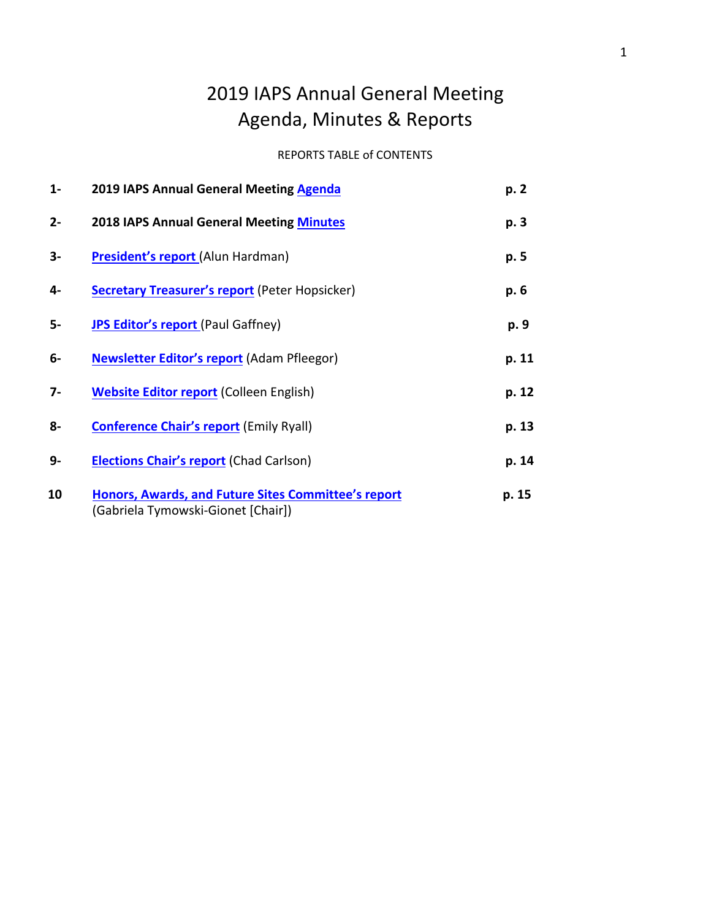# 2019 IAPS Annual General Meeting
# Agenda, Minutes & Reports

REPORTS TABLE of CONTENTS

| | | |
|---|---|---|
| **1-** | **2019 IAPS Annual General Meeting Agenda** | **p. 2** |
| **2-** | **2018 IAPS Annual General Meeting Minutes** | **p. 3** |
| **3-** | **President's report** (Alun Hardman) | **p. 5** |
| **4-** | **Secretary Treasurer's report** (Peter Hopsicker) | **p. 6** |
| **5-** | **JPS Editor's report** (Paul Gaffney) | **p. 9** |
| **6-** | **Newsletter Editor's report** (Adam Pfleegor) | **p. 11** |
| **7-** | **Website Editor report** (Colleen English) | **p. 12** |
| **8-** | **Conference Chair's report** (Emily Ryall) | **p. 13** |
| **9-** | **Elections Chair's report** (Chad Carlson) | **p. 14** |
| **10** | **Honors, Awards, and Future Sites Committee's report** (Gabriela Tymowski-Gionet [Chair]) | **p. 15** |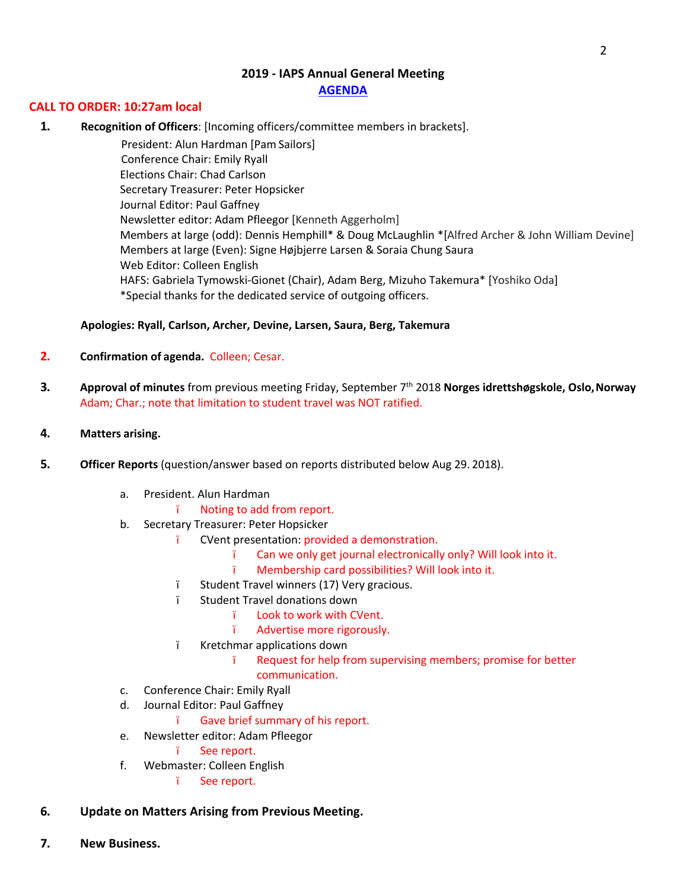## 2019 - IAPS Annual General Meeting

### AGENDA

**CALL TO ORDER: 10:27am local**

1. **Recognition of Officers**: [Incoming officers/committee members in brackets].

   President: Alun Hardman [Pam Sailors]
   Conference Chair: Emily Ryall
   Elections Chair: Chad Carlson
   Secretary Treasurer: Peter Hopsicker
   Journal Editor: Paul Gaffney
   Newsletter editor: Adam Pfleegor [Kenneth Aggerholm]
   Members at large (odd): Dennis Hemphill* & Doug McLaughlin *[Alfred Archer & John William Devine]
   Members at large (Even): Signe Højbjerre Larsen & Soraia Chung Saura
   Web Editor: Colleen English
   HAFS: Gabriela Tymowski-Gionet (Chair), Adam Berg, Mizuho Takemura* [Yoshiko Oda]
   *Special thanks for the dedicated service of outgoing officers.

   **Apologies: Ryall, Carlson, Archer, Devine, Larsen, Saura, Berg, Takemura**

2. **Confirmation of agenda.** Colleen; Cesar.

3. **Approval of minutes** from previous meeting Friday, September 7th 2018 **Norges idrettshøgskole, Oslo, Norway** Adam; Char.; note that limitation to student travel was NOT ratified.

4. **Matters arising.**

5. **Officer Reports** (question/answer based on reports distributed below Aug 29. 2018).

   a. President. Alun Hardman
      - Noting to add from report.

   b. Secretary Treasurer: Peter Hopsicker
      - CVent presentation: provided a demonstration.
        - Can we only get journal electronically only? Will look into it.
        - Membership card possibilities? Will look into it.
      - Student Travel winners (17) Very gracious.
      - Student Travel donations down
        - Look to work with CVent.
        - Advertise more rigorously.
      - Kretchmar applications down
        - Request for help from supervising members; promise for better communication.

   c. Conference Chair: Emily Ryall

   d. Journal Editor: Paul Gaffney
      - Gave brief summary of his report.

   e. Newsletter editor: Adam Pfleegor
      - See report.

   f. Webmaster: Colleen English
      - See report.

6. **Update on Matters Arising from Previous Meeting.**

7. **New Business.**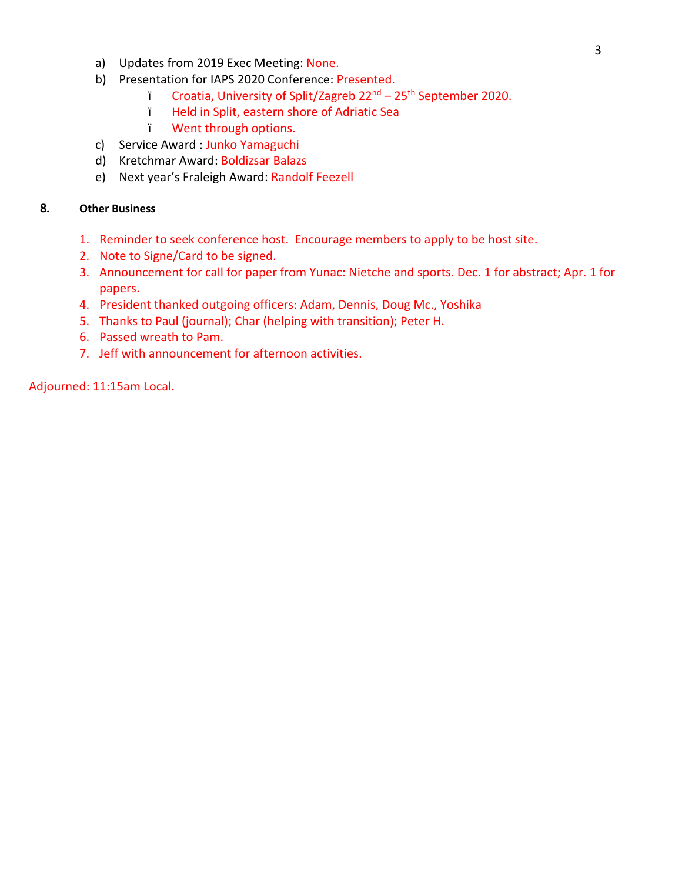a) Updates from 2019 Exec Meeting: None.
b) Presentation for IAPS 2020 Conference: Presented.
   - Croatia, University of Split/Zagreb 22nd – 25th September 2020.
   - Held in Split, eastern shore of Adriatic Sea
   - Went through options.
c) Service Award : Junko Yamaguchi
d) Kretchmar Award: Boldizsar Balazs
e) Next year's Fraleigh Award: Randolf Feezell

**8. Other Business**

1. Reminder to seek conference host. Encourage members to apply to be host site.
2. Note to Signe/Card to be signed.
3. Announcement for call for paper from Yunac: Nietche and sports. Dec. 1 for abstract; Apr. 1 for papers.
4. President thanked outgoing officers: Adam, Dennis, Doug Mc., Yoshika
5. Thanks to Paul (journal); Char (helping with transition); Peter H.
6. Passed wreath to Pam.
7. Jeff with announcement for afternoon activities.

Adjourned: 11:15am Local.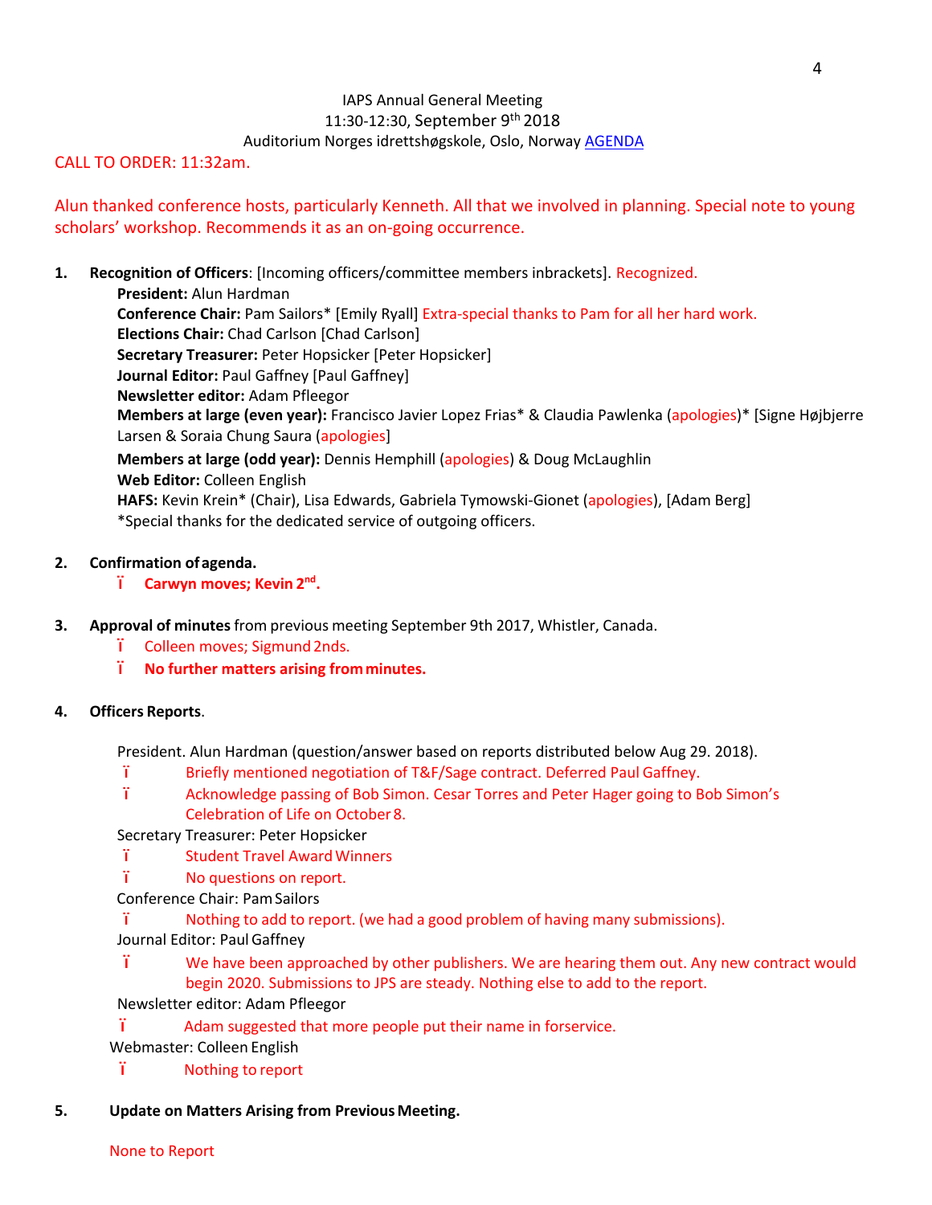IAPS Annual General Meeting
11:30-12:30, September 9th 2018
Auditorium Norges idrettshøgskole, Oslo, Norway AGENDA

CALL TO ORDER: 11:32am.

Alun thanked conference hosts, particularly Kenneth. All that we involved in planning. Special note to young scholars' workshop. Recommends it as an on-going occurrence.

1. **Recognition of Officers**: [Incoming officers/committee members inbrackets]. Recognized.
   - **President:** Alun Hardman
   - **Conference Chair:** Pam Sailors* [Emily Ryall] Extra-special thanks to Pam for all her hard work.
   - **Elections Chair:** Chad Carlson [Chad Carlson]
   - **Secretary Treasurer:** Peter Hopsicker [Peter Hopsicker]
   - **Journal Editor:** Paul Gaffney [Paul Gaffney]
   - **Newsletter editor:** Adam Pfleegor
   - **Members at large (even year):** Francisco Javier Lopez Frias* & Claudia Pawlenka (apologies)* [Signe Højbjerre Larsen & Soraia Chung Saura (apologies]
   - **Members at large (odd year):** Dennis Hemphill (apologies) & Doug McLaughlin
   - **Web Editor:** Colleen English
   - **HAFS:** Kevin Krein* (Chair), Lisa Edwards, Gabriela Tymowski-Gionet (apologies), [Adam Berg]

   *Special thanks for the dedicated service of outgoing officers.

2. **Confirmation of agenda.**
   - **Carwyn moves; Kevin 2nd.**

3. **Approval of minutes** from previous meeting September 9th 2017, Whistler, Canada.
   - Colleen moves; Sigmund 2nds.
   - **No further matters arising from minutes.**

4. **Officers Reports**.

   President. Alun Hardman (question/answer based on reports distributed below Aug 29. 2018).
   - Briefly mentioned negotiation of T&F/Sage contract. Deferred Paul Gaffney.
   - Acknowledge passing of Bob Simon. Cesar Torres and Peter Hager going to Bob Simon's Celebration of Life on October 8.

   Secretary Treasurer: Peter Hopsicker
   - Student Travel Award Winners
   - No questions on report.

   Conference Chair: Pam Sailors
   - Nothing to add to report. (we had a good problem of having many submissions).

   Journal Editor: Paul Gaffney
   - We have been approached by other publishers. We are hearing them out. Any new contract would begin 2020. Submissions to JPS are steady. Nothing else to add to the report.

   Newsletter editor: Adam Pfleegor
   - Adam suggested that more people put their name in forservice.

   Webmaster: Colleen English
   - Nothing to report

5. **Update on Matters Arising from Previous Meeting.**

   None to Report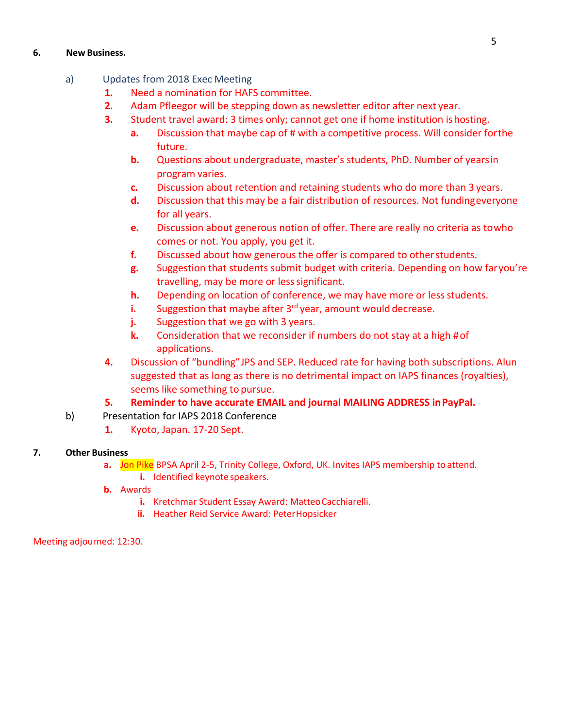**6. New Business.**

a) Updates from 2018 Exec Meeting

1. Need a nomination for HAFS committee.
2. Adam Pfleegor will be stepping down as newsletter editor after next year.
3. Student travel award: 3 times only; cannot get one if home institution is hosting.
   a. Discussion that maybe cap of # with a competitive process. Will consider for the future.
   b. Questions about undergraduate, master's students, PhD. Number of years in program varies.
   c. Discussion about retention and retaining students who do more than 3 years.
   d. Discussion that this may be a fair distribution of resources. Not funding everyone for all years.
   e. Discussion about generous notion of offer. There are really no criteria as to who comes or not. You apply, you get it.
   f. Discussed about how generous the offer is compared to other students.
   g. Suggestion that students submit budget with criteria. Depending on how far you're travelling, may be more or less significant.
   h. Depending on location of conference, we may have more or less students.
   i. Suggestion that maybe after 3rd year, amount would decrease.
   j. Suggestion that we go with 3 years.
   k. Consideration that we reconsider if numbers do not stay at a high # of applications.
4. Discussion of "bundling" JPS and SEP. Reduced rate for having both subscriptions. Alun suggested that as long as there is no detrimental impact on IAPS finances (royalties), seems like something to pursue.
5. **Reminder to have accurate EMAIL and journal MAILING ADDRESS in PayPal.**

b) Presentation for IAPS 2018 Conference

1. Kyoto, Japan. 17-20 Sept.

**7. Other Business**

a. Jon Pike BPSA April 2-5, Trinity College, Oxford, UK. Invites IAPS membership to attend.
   i. Identified keynote speakers.
b. Awards
   i. Kretchmar Student Essay Award: Matteo Cacchiarelli.
   ii. Heather Reid Service Award: Peter Hopsicker

Meeting adjourned: 12:30.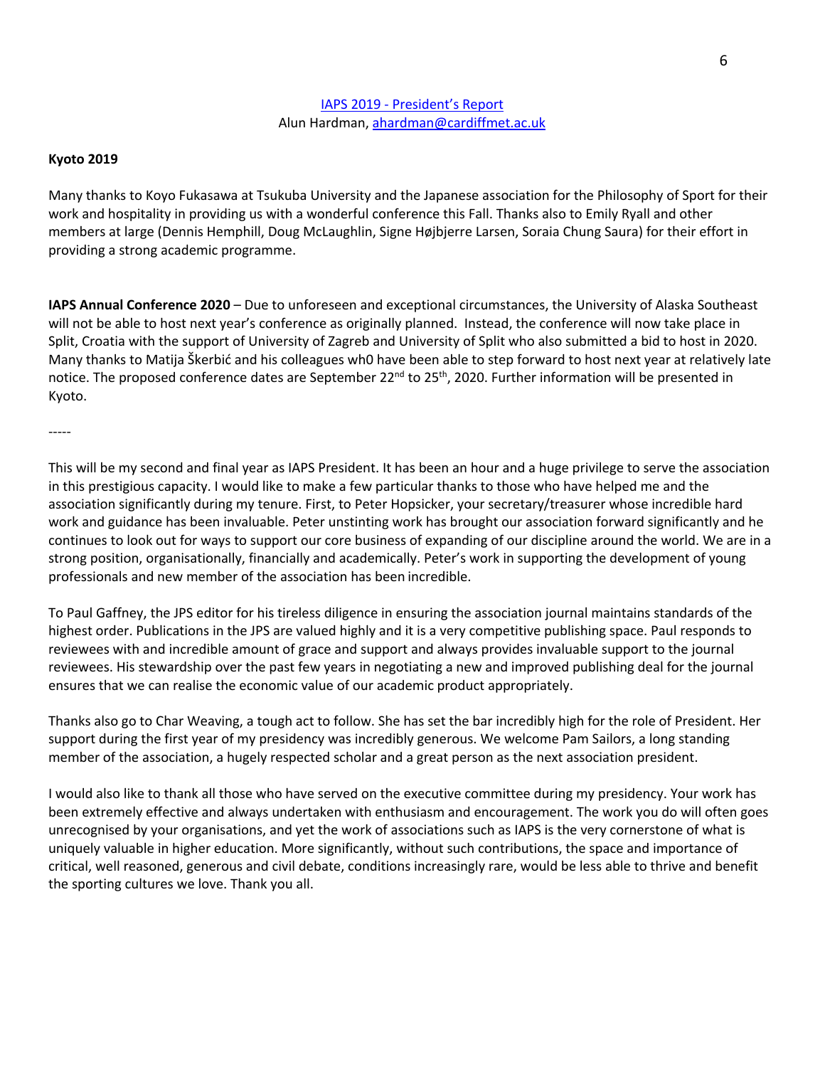IAPS 2019 - President's Report

Alun Hardman, ahardman@cardiffmet.ac.uk

**Kyoto 2019**

Many thanks to Koyo Fukasawa at Tsukuba University and the Japanese association for the Philosophy of Sport for their work and hospitality in providing us with a wonderful conference this Fall. Thanks also to Emily Ryall and other members at large (Dennis Hemphill, Doug McLaughlin, Signe Højbjerre Larsen, Soraia Chung Saura) for their effort in providing a strong academic programme.

**IAPS Annual Conference 2020** – Due to unforeseen and exceptional circumstances, the University of Alaska Southeast will not be able to host next year's conference as originally planned. Instead, the conference will now take place in Split, Croatia with the support of University of Zagreb and University of Split who also submitted a bid to host in 2020. Many thanks to Matija Škerbić and his colleagues wh0 have been able to step forward to host next year at relatively late notice. The proposed conference dates are September 22nd to 25th, 2020. Further information will be presented in Kyoto.

-----

This will be my second and final year as IAPS President. It has been an hour and a huge privilege to serve the association in this prestigious capacity. I would like to make a few particular thanks to those who have helped me and the association significantly during my tenure. First, to Peter Hopsicker, your secretary/treasurer whose incredible hard work and guidance has been invaluable. Peter unstinting work has brought our association forward significantly and he continues to look out for ways to support our core business of expanding of our discipline around the world. We are in a strong position, organisationally, financially and academically. Peter's work in supporting the development of young professionals and new member of the association has been incredible.

To Paul Gaffney, the JPS editor for his tireless diligence in ensuring the association journal maintains standards of the highest order. Publications in the JPS are valued highly and it is a very competitive publishing space. Paul responds to reviewees with and incredible amount of grace and support and always provides invaluable support to the journal reviewees. His stewardship over the past few years in negotiating a new and improved publishing deal for the journal ensures that we can realise the economic value of our academic product appropriately.

Thanks also go to Char Weaving, a tough act to follow. She has set the bar incredibly high for the role of President. Her support during the first year of my presidency was incredibly generous. We welcome Pam Sailors, a long standing member of the association, a hugely respected scholar and a great person as the next association president.

I would also like to thank all those who have served on the executive committee during my presidency. Your work has been extremely effective and always undertaken with enthusiasm and encouragement. The work you do will often goes unrecognised by your organisations, and yet the work of associations such as IAPS is the very cornerstone of what is uniquely valuable in higher education. More significantly, without such contributions, the space and importance of critical, well reasoned, generous and civil debate, conditions increasingly rare, would be less able to thrive and benefit the sporting cultures we love. Thank you all.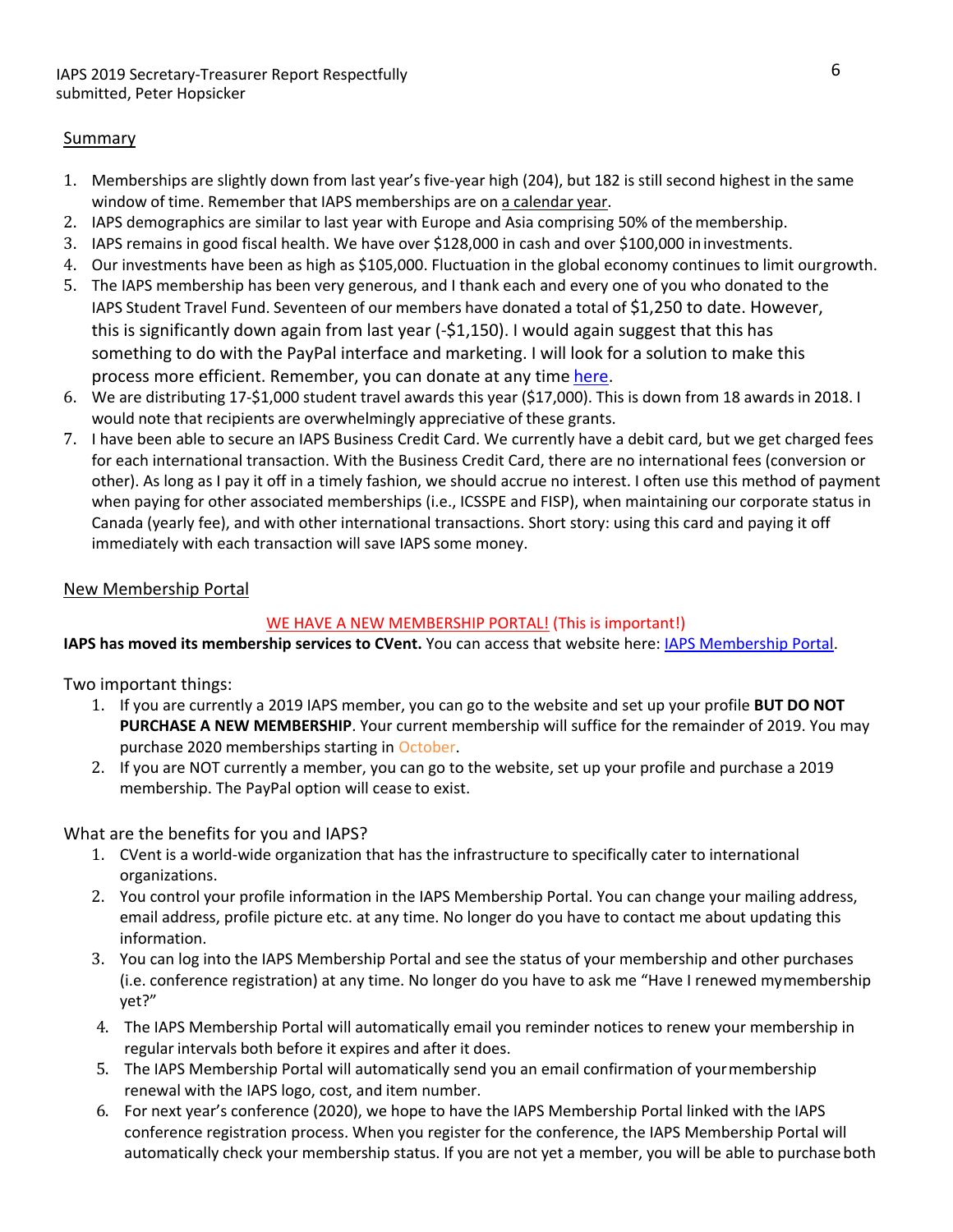## Summary

1. Memberships are slightly down from last year's five-year high (204), but 182 is still second highest in the same window of time. Remember that IAPS memberships are on a calendar year.
2. IAPS demographics are similar to last year with Europe and Asia comprising 50% of the membership.
3. IAPS remains in good fiscal health. We have over $128,000 in cash and over $100,000 in investments.
4. Our investments have been as high as $105,000. Fluctuation in the global economy continues to limit our growth.
5. The IAPS membership has been very generous, and I thank each and every one of you who donated to the IAPS Student Travel Fund. Seventeen of our members have donated a total of $1,250 to date. However, this is significantly down again from last year (-$1,150). I would again suggest that this has something to do with the PayPal interface and marketing. I will look for a solution to make this process more efficient. Remember, you can donate at any time here.
6. We are distributing 17-$1,000 student travel awards this year ($17,000). This is down from 18 awards in 2018. I would note that recipients are overwhelmingly appreciative of these grants.
7. I have been able to secure an IAPS Business Credit Card. We currently have a debit card, but we get charged fees for each international transaction. With the Business Credit Card, there are no international fees (conversion or other). As long as I pay it off in a timely fashion, we should accrue no interest. I often use this method of payment when paying for other associated memberships (i.e., ICSSPE and FISP), when maintaining our corporate status in Canada (yearly fee), and with other international transactions. Short story: using this card and paying it off immediately with each transaction will save IAPS some money.

## New Membership Portal

WE HAVE A NEW MEMBERSHIP PORTAL! (This is important!)

**IAPS has moved its membership services to CVent.** You can access that website here: IAPS Membership Portal.

Two important things:

1. If you are currently a 2019 IAPS member, you can go to the website and set up your profile **BUT DO NOT PURCHASE A NEW MEMBERSHIP**. Your current membership will suffice for the remainder of 2019. You may purchase 2020 memberships starting in October.
2. If you are NOT currently a member, you can go to the website, set up your profile and purchase a 2019 membership. The PayPal option will cease to exist.

What are the benefits for you and IAPS?

1. CVent is a world-wide organization that has the infrastructure to specifically cater to international organizations.
2. You control your profile information in the IAPS Membership Portal. You can change your mailing address, email address, profile picture etc. at any time. No longer do you have to contact me about updating this information.
3. You can log into the IAPS Membership Portal and see the status of your membership and other purchases (i.e. conference registration) at any time. No longer do you have to ask me "Have I renewed my membership yet?"
4. The IAPS Membership Portal will automatically email you reminder notices to renew your membership in regular intervals both before it expires and after it does.
5. The IAPS Membership Portal will automatically send you an email confirmation of your membership renewal with the IAPS logo, cost, and item number.
6. For next year's conference (2020), we hope to have the IAPS Membership Portal linked with the IAPS conference registration process. When you register for the conference, the IAPS Membership Portal will automatically check your membership status. If you are not yet a member, you will be able to purchase both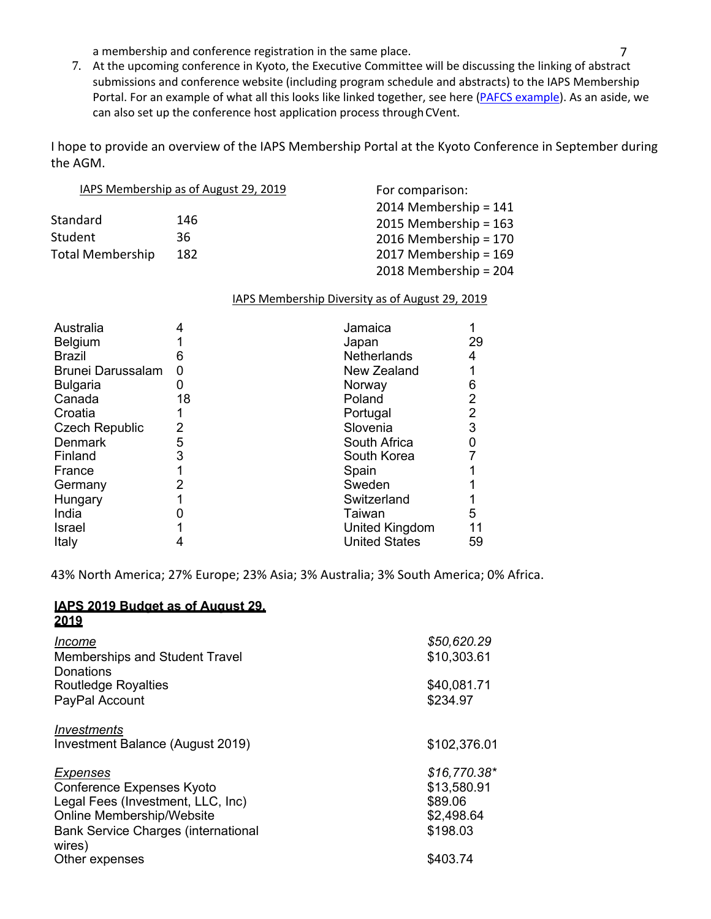a membership and conference registration in the same place.

7. At the upcoming conference in Kyoto, the Executive Committee will be discussing the linking of abstract submissions and conference website (including program schedule and abstracts) to the IAPS Membership Portal. For an example of what all this looks like linked together, see here (PAFCS example). As an aside, we can also set up the conference host application process through CVent.

I hope to provide an overview of the IAPS Membership Portal at the Kyoto Conference in September during the AGM.

IAPS Membership as of August 29, 2019

| | |
|---|---|
| Standard | 146 |
| Student | 36 |
| Total Membership | 182 |

For comparison:
2014 Membership = 141
2015 Membership = 163
2016 Membership = 170
2017 Membership = 169
2018 Membership = 204

IAPS Membership Diversity as of August 29, 2019

| | | | |
|---|---|---|---|
| Australia | 4 | Jamaica | 1 |
| Belgium | 1 | Japan | 29 |
| Brazil | 6 | Netherlands | 4 |
| Brunei Darussalam | 0 | New Zealand | 1 |
| Bulgaria | 0 | Norway | 6 |
| Canada | 18 | Poland | 2 |
| Croatia | 1 | Portugal | 2 |
| Czech Republic | 2 | Slovenia | 3 |
| Denmark | 5 | South Africa | 0 |
| Finland | 3 | South Korea | 7 |
| France | 1 | Spain | 1 |
| Germany | 2 | Sweden | 1 |
| Hungary | 1 | Switzerland | 1 |
| India | 0 | Taiwan | 5 |
| Israel | 1 | United Kingdom | 11 |
| Italy | 4 | United States | 59 |

43% North America; 27% Europe; 23% Asia; 3% Australia; 3% South America; 0% Africa.

**IAPS 2019 Budget as of August 29, 2019**

| | |
|---|---|
| *Income* | *$50,620.29* |
| Memberships and Student Travel Donations | $10,303.61 |
| Routledge Royalties | $40,081.71 |
| PayPal Account | $234.97 |
| *Investments* | |
| Investment Balance (August 2019) | $102,376.01 |
| *Expenses* | *$16,770.38\** |
| Conference Expenses Kyoto | $13,580.91 |
| Legal Fees (Investment, LLC, Inc) | $89.06 |
| Online Membership/Website | $2,498.64 |
| Bank Service Charges (international wires) | $198.03 |
| Other expenses | $403.74 |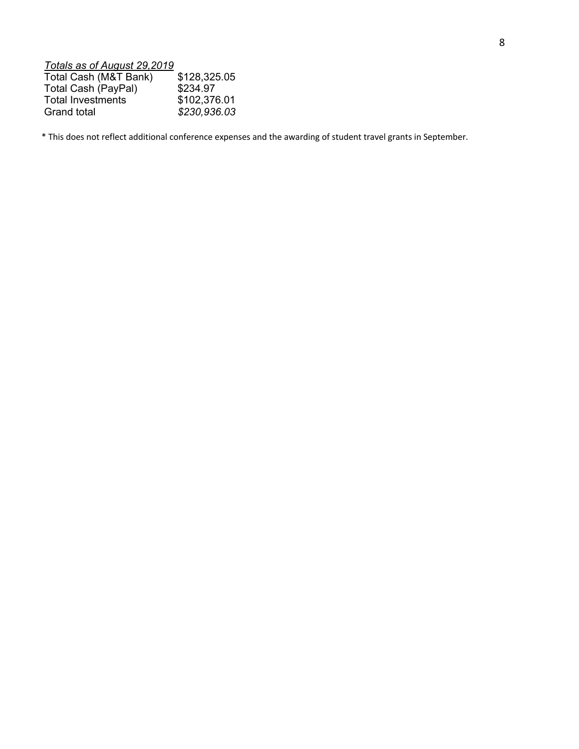*Totals as of August 29,2019*

| | |
|---|---|
| Total Cash (M&T Bank) | $128,325.05 |
| Total Cash (PayPal) | $234.97 |
| Total Investments | $102,376.01 |
| Grand total | *$230,936.03* |

* This does not reflect additional conference expenses and the awarding of student travel grants in September.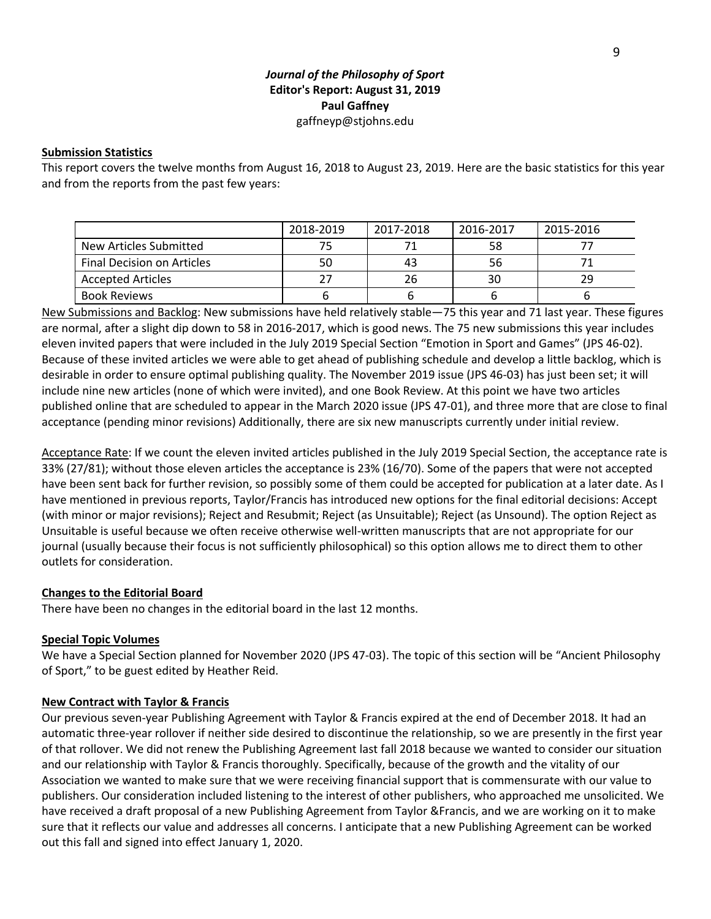***Journal of the Philosophy of Sport***
**Editor's Report: August 31, 2019**
**Paul Gaffney**
gaffneyp@stjohns.edu

**Submission Statistics**

This report covers the twelve months from August 16, 2018 to August 23, 2019. Here are the basic statistics for this year and from the reports from the past few years:

| | 2018-2019 | 2017-2018 | 2016-2017 | 2015-2016 |
|---|---|---|---|---|
| New Articles Submitted | 75 | 71 | 58 | 77 |
| Final Decision on Articles | 50 | 43 | 56 | 71 |
| Accepted Articles | 27 | 26 | 30 | 29 |
| Book Reviews | 6 | 6 | 6 | 6 |

New Submissions and Backlog: New submissions have held relatively stable—75 this year and 71 last year. These figures are normal, after a slight dip down to 58 in 2016-2017, which is good news. The 75 new submissions this year includes eleven invited papers that were included in the July 2019 Special Section "Emotion in Sport and Games" (JPS 46-02). Because of these invited articles we were able to get ahead of publishing schedule and develop a little backlog, which is desirable in order to ensure optimal publishing quality. The November 2019 issue (JPS 46-03) has just been set; it will include nine new articles (none of which were invited), and one Book Review. At this point we have two articles published online that are scheduled to appear in the March 2020 issue (JPS 47-01), and three more that are close to final acceptance (pending minor revisions) Additionally, there are six new manuscripts currently under initial review.

Acceptance Rate: If we count the eleven invited articles published in the July 2019 Special Section, the acceptance rate is 33% (27/81); without those eleven articles the acceptance is 23% (16/70). Some of the papers that were not accepted have been sent back for further revision, so possibly some of them could be accepted for publication at a later date. As I have mentioned in previous reports, Taylor/Francis has introduced new options for the final editorial decisions: Accept (with minor or major revisions); Reject and Resubmit; Reject (as Unsuitable); Reject (as Unsound). The option Reject as Unsuitable is useful because we often receive otherwise well-written manuscripts that are not appropriate for our journal (usually because their focus is not sufficiently philosophical) so this option allows me to direct them to other outlets for consideration.

**Changes to the Editorial Board**

There have been no changes in the editorial board in the last 12 months.

**Special Topic Volumes**

We have a Special Section planned for November 2020 (JPS 47-03). The topic of this section will be "Ancient Philosophy of Sport," to be guest edited by Heather Reid.

**New Contract with Taylor & Francis**

Our previous seven-year Publishing Agreement with Taylor & Francis expired at the end of December 2018. It had an automatic three-year rollover if neither side desired to discontinue the relationship, so we are presently in the first year of that rollover. We did not renew the Publishing Agreement last fall 2018 because we wanted to consider our situation and our relationship with Taylor & Francis thoroughly. Specifically, because of the growth and the vitality of our Association we wanted to make sure that we were receiving financial support that is commensurate with our value to publishers. Our consideration included listening to the interest of other publishers, who approached me unsolicited. We have received a draft proposal of a new Publishing Agreement from Taylor &Francis, and we are working on it to make sure that it reflects our value and addresses all concerns. I anticipate that a new Publishing Agreement can be worked out this fall and signed into effect January 1, 2020.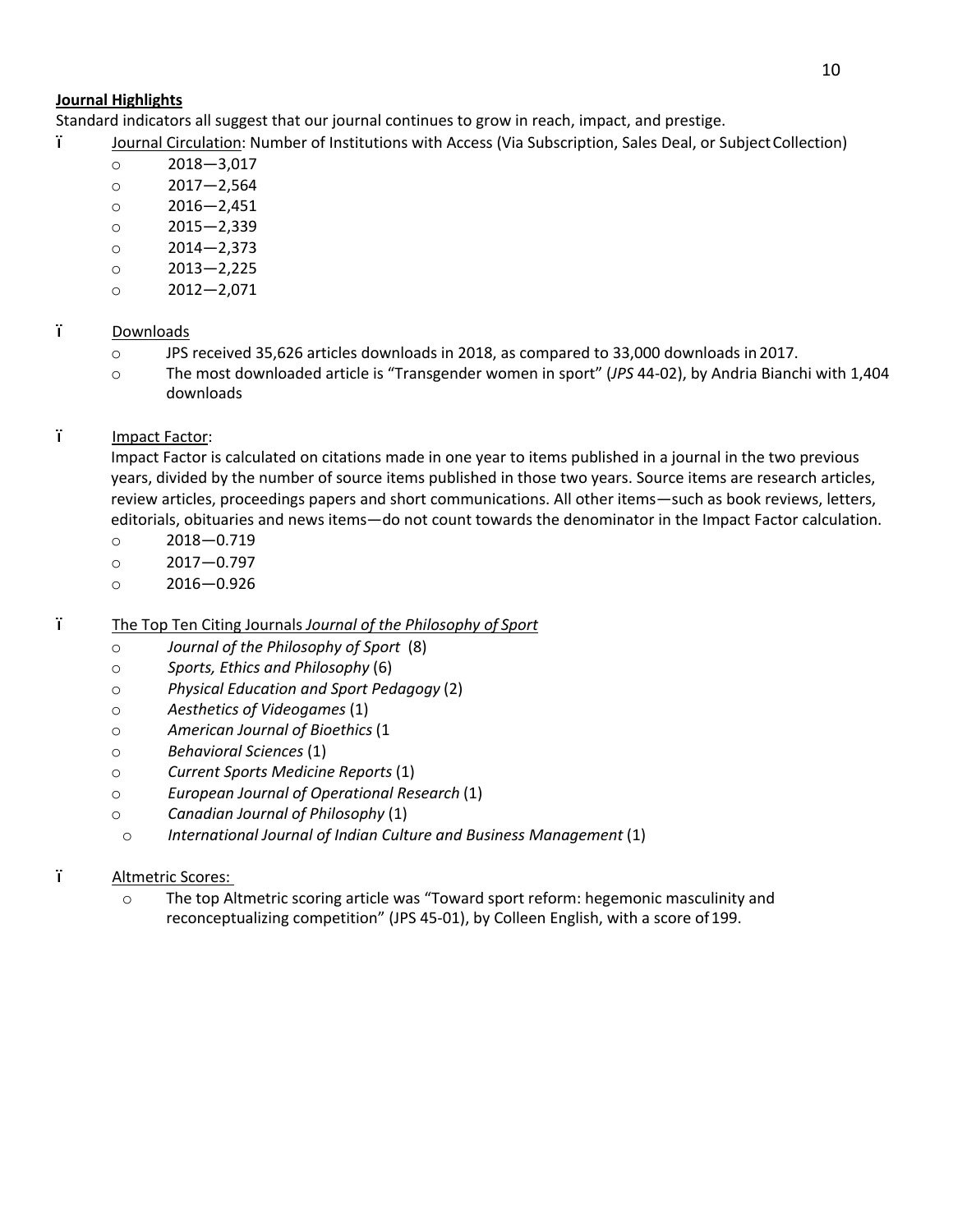**Journal Highlights**

Standard indicators all suggest that our journal continues to grow in reach, impact, and prestige.

- Journal Circulation: Number of Institutions with Access (Via Subscription, Sales Deal, or Subject Collection)
  - 2018—3,017
  - 2017—2,564
  - 2016—2,451
  - 2015—2,339
  - 2014—2,373
  - 2013—2,225
  - 2012—2,071

- Downloads
  - JPS received 35,626 articles downloads in 2018, as compared to 33,000 downloads in 2017.
  - The most downloaded article is "Transgender women in sport" (*JPS* 44-02), by Andria Bianchi with 1,404 downloads

- Impact Factor:

  Impact Factor is calculated on citations made in one year to items published in a journal in the two previous years, divided by the number of source items published in those two years. Source items are research articles, review articles, proceedings papers and short communications. All other items—such as book reviews, letters, editorials, obituaries and news items—do not count towards the denominator in the Impact Factor calculation.
  - 2018—0.719
  - 2017—0.797
  - 2016—0.926

- The Top Ten Citing Journals *Journal of the Philosophy of Sport*
  - *Journal of the Philosophy of Sport* (8)
  - *Sports, Ethics and Philosophy* (6)
  - *Physical Education and Sport Pedagogy* (2)
  - *Aesthetics of Videogames* (1)
  - *American Journal of Bioethics* (1
  - *Behavioral Sciences* (1)
  - *Current Sports Medicine Reports* (1)
  - *European Journal of Operational Research* (1)
  - *Canadian Journal of Philosophy* (1)
  - *International Journal of Indian Culture and Business Management* (1)

- Altmetric Scores:
  - The top Altmetric scoring article was "Toward sport reform: hegemonic masculinity and reconceptualizing competition" (JPS 45-01), by Colleen English, with a score of 199.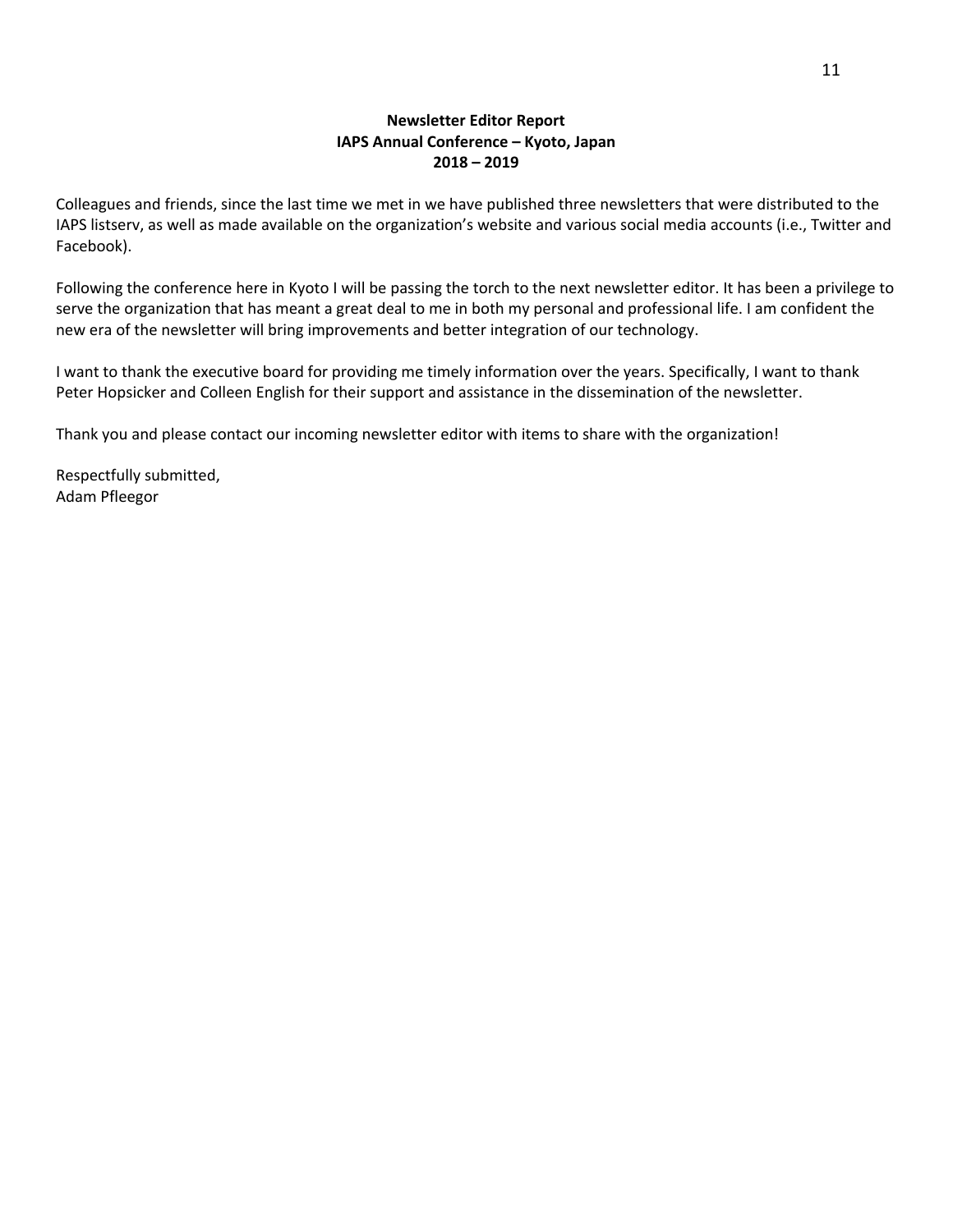**Newsletter Editor Report**
**IAPS Annual Conference – Kyoto, Japan**
**2018 – 2019**

Colleagues and friends, since the last time we met in we have published three newsletters that were distributed to the IAPS listserv, as well as made available on the organization's website and various social media accounts (i.e., Twitter and Facebook).

Following the conference here in Kyoto I will be passing the torch to the next newsletter editor. It has been a privilege to serve the organization that has meant a great deal to me in both my personal and professional life. I am confident the new era of the newsletter will bring improvements and better integration of our technology.

I want to thank the executive board for providing me timely information over the years. Specifically, I want to thank Peter Hopsicker and Colleen English for their support and assistance in the dissemination of the newsletter.

Thank you and please contact our incoming newsletter editor with items to share with the organization!

Respectfully submitted,
Adam Pfleegor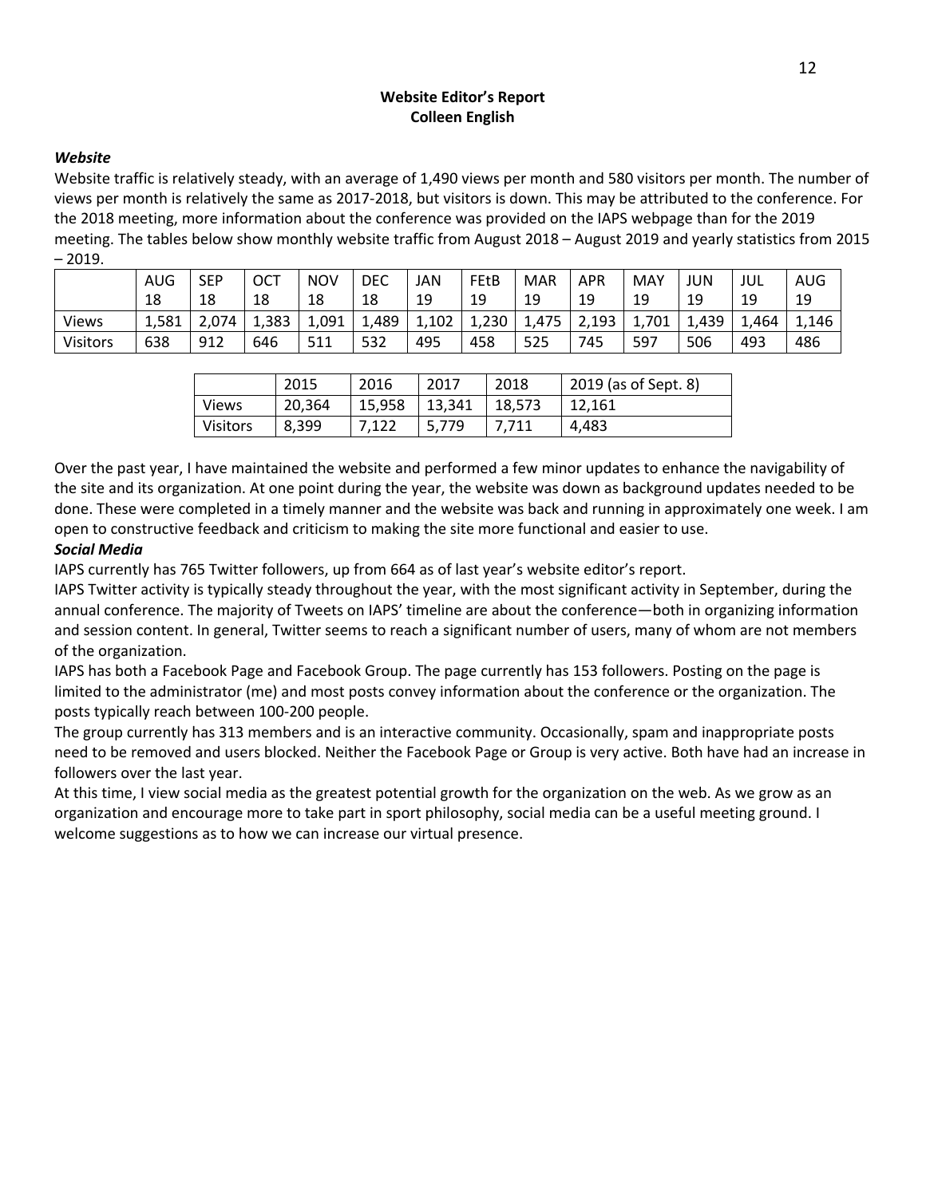## Website Editor's Report
## Colleen English

***Website***

Website traffic is relatively steady, with an average of 1,490 views per month and 580 visitors per month. The number of views per month is relatively the same as 2017-2018, but visitors is down. This may be attributed to the conference. For the 2018 meeting, more information about the conference was provided on the IAPS webpage than for the 2019 meeting. The tables below show monthly website traffic from August 2018 – August 2019 and yearly statistics from 2015 – 2019.

| | AUG 18 | SEP 18 | OCT 18 | NOV 18 | DEC 18 | JAN 19 | FEtB 19 | MAR 19 | APR 19 | MAY 19 | JUN 19 | JUL 19 | AUG 19 |
|---|---|---|---|---|---|---|---|---|---|---|---|---|---|
| Views | 1,581 | 2,074 | 1,383 | 1,091 | 1,489 | 1,102 | 1,230 | 1,475 | 2,193 | 1,701 | 1,439 | 1,464 | 1,146 |
| Visitors | 638 | 912 | 646 | 511 | 532 | 495 | 458 | 525 | 745 | 597 | 506 | 493 | 486 |

| | 2015 | 2016 | 2017 | 2018 | 2019 (as of Sept. 8) |
|---|---|---|---|---|---|
| Views | 20,364 | 15,958 | 13,341 | 18,573 | 12,161 |
| Visitors | 8,399 | 7,122 | 5,779 | 7,711 | 4,483 |

Over the past year, I have maintained the website and performed a few minor updates to enhance the navigability of the site and its organization. At one point during the year, the website was down as background updates needed to be done. These were completed in a timely manner and the website was back and running in approximately one week. I am open to constructive feedback and criticism to making the site more functional and easier to use.

***Social Media***

IAPS currently has 765 Twitter followers, up from 664 as of last year's website editor's report.

IAPS Twitter activity is typically steady throughout the year, with the most significant activity in September, during the annual conference. The majority of Tweets on IAPS' timeline are about the conference—both in organizing information and session content. In general, Twitter seems to reach a significant number of users, many of whom are not members of the organization.

IAPS has both a Facebook Page and Facebook Group. The page currently has 153 followers. Posting on the page is limited to the administrator (me) and most posts convey information about the conference or the organization. The posts typically reach between 100-200 people.

The group currently has 313 members and is an interactive community. Occasionally, spam and inappropriate posts need to be removed and users blocked. Neither the Facebook Page or Group is very active. Both have had an increase in followers over the last year.

At this time, I view social media as the greatest potential growth for the organization on the web. As we grow as an organization and encourage more to take part in sport philosophy, social media can be a useful meeting ground. I welcome suggestions as to how we can increase our virtual presence.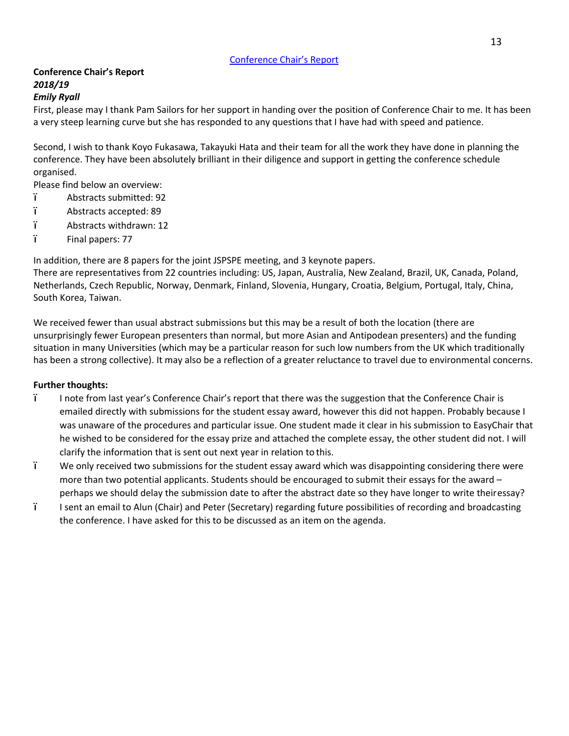[Conference Chair's Report]

**Conference Chair's Report**
***2018/19***
***Emily Ryall***

First, please may I thank Pam Sailors for her support in handing over the position of Conference Chair to me. It has been a very steep learning curve but she has responded to any questions that I have had with speed and patience.

Second, I wish to thank Koyo Fukasawa, Takayuki Hata and their team for all the work they have done in planning the conference. They have been absolutely brilliant in their diligence and support in getting the conference schedule organised.

Please find below an overview:

- Abstracts submitted: 92
- Abstracts accepted: 89
- Abstracts withdrawn: 12
- Final papers: 77

In addition, there are 8 papers for the joint JSPSPE meeting, and 3 keynote papers.
There are representatives from 22 countries including: US, Japan, Australia, New Zealand, Brazil, UK, Canada, Poland, Netherlands, Czech Republic, Norway, Denmark, Finland, Slovenia, Hungary, Croatia, Belgium, Portugal, Italy, China, South Korea, Taiwan.

We received fewer than usual abstract submissions but this may be a result of both the location (there are unsurprisingly fewer European presenters than normal, but more Asian and Antipodean presenters) and the funding situation in many Universities (which may be a particular reason for such low numbers from the UK which traditionally has been a strong collective). It may also be a reflection of a greater reluctance to travel due to environmental concerns.

**Further thoughts:**

- I note from last year's Conference Chair's report that there was the suggestion that the Conference Chair is emailed directly with submissions for the student essay award, however this did not happen. Probably because I was unaware of the procedures and particular issue. One student made it clear in his submission to EasyChair that he wished to be considered for the essay prize and attached the complete essay, the other student did not. I will clarify the information that is sent out next year in relation to this.
- We only received two submissions for the student essay award which was disappointing considering there were more than two potential applicants. Students should be encouraged to submit their essays for the award – perhaps we should delay the submission date to after the abstract date so they have longer to write their essay?
- I sent an email to Alun (Chair) and Peter (Secretary) regarding future possibilities of recording and broadcasting the conference. I have asked for this to be discussed as an item on the agenda.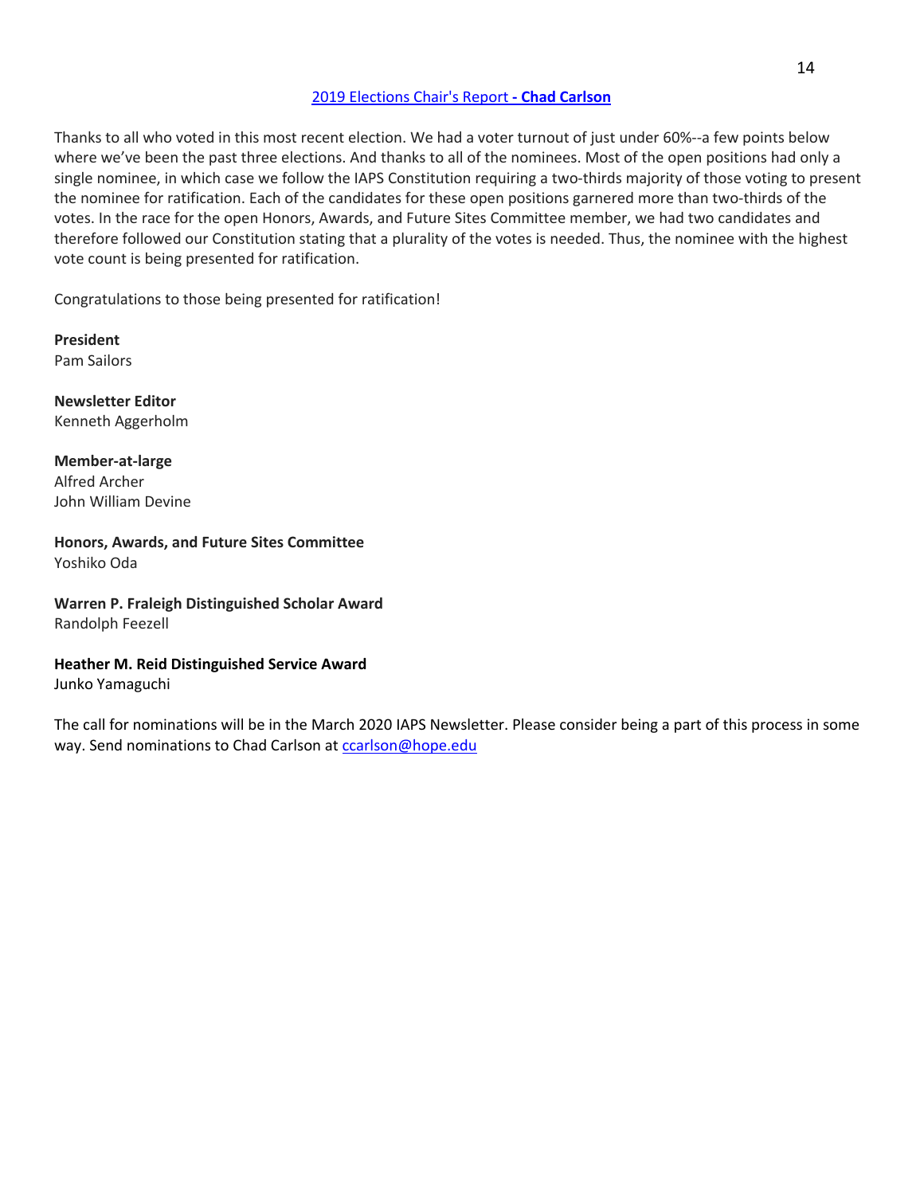## 2019 Elections Chair's Report **- Chad Carlson**

Thanks to all who voted in this most recent election. We had a voter turnout of just under 60%--a few points below where we've been the past three elections. And thanks to all of the nominees. Most of the open positions had only a single nominee, in which case we follow the IAPS Constitution requiring a two-thirds majority of those voting to present the nominee for ratification. Each of the candidates for these open positions garnered more than two-thirds of the votes. In the race for the open Honors, Awards, and Future Sites Committee member, we had two candidates and therefore followed our Constitution stating that a plurality of the votes is needed. Thus, the nominee with the highest vote count is being presented for ratification.

Congratulations to those being presented for ratification!

**President**
Pam Sailors

**Newsletter Editor**
Kenneth Aggerholm

**Member-at-large**
Alfred Archer
John William Devine

**Honors, Awards, and Future Sites Committee**
Yoshiko Oda

**Warren P. Fraleigh Distinguished Scholar Award**
Randolph Feezell

**Heather M. Reid Distinguished Service Award**
Junko Yamaguchi

The call for nominations will be in the March 2020 IAPS Newsletter. Please consider being a part of this process in some way. Send nominations to Chad Carlson at ccarlson@hope.edu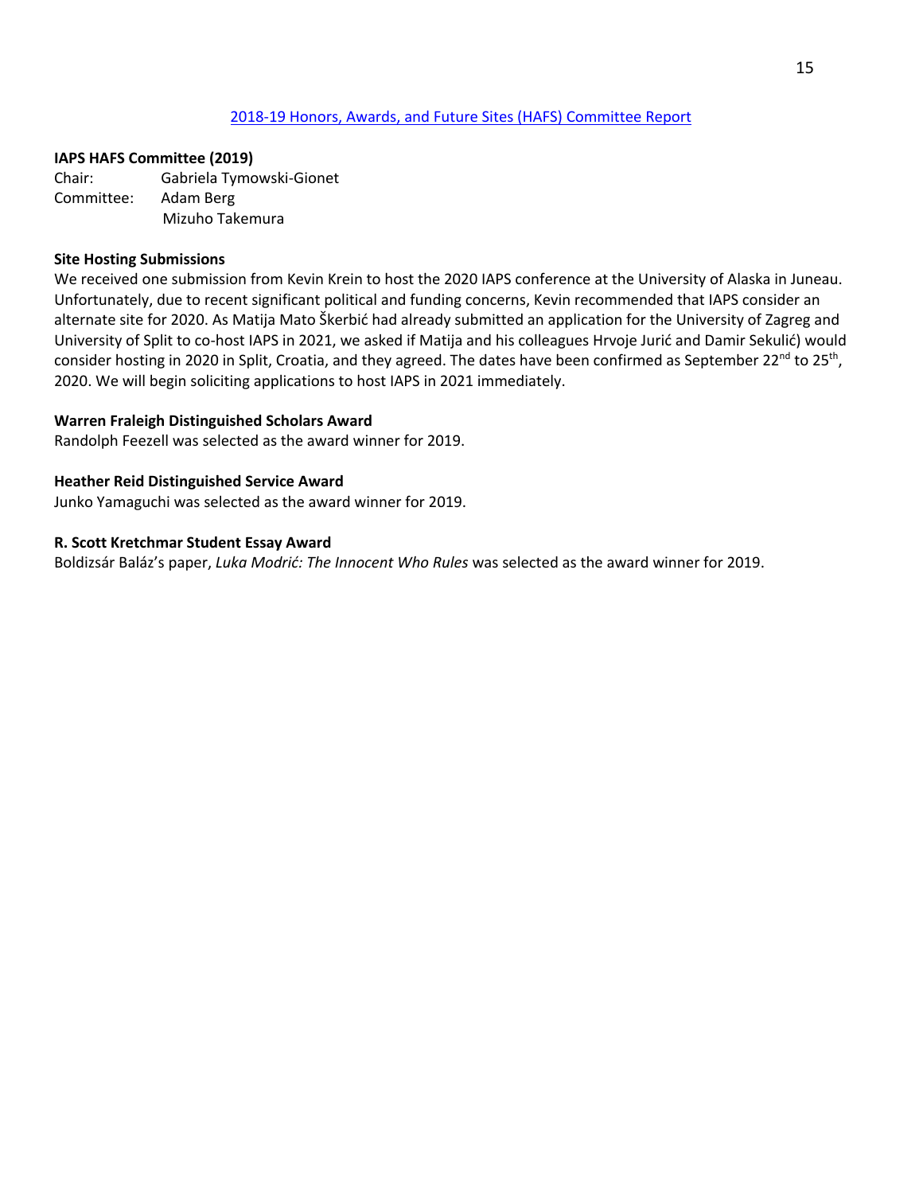## 2018-19 Honors, Awards, and Future Sites (HAFS) Committee Report

**IAPS HAFS Committee (2019)**

Chair: Gabriela Tymowski-Gionet
Committee: Adam Berg
Mizuho Takemura

**Site Hosting Submissions**

We received one submission from Kevin Krein to host the 2020 IAPS conference at the University of Alaska in Juneau. Unfortunately, due to recent significant political and funding concerns, Kevin recommended that IAPS consider an alternate site for 2020. As Matija Mato Škerbić had already submitted an application for the University of Zagreg and University of Split to co-host IAPS in 2021, we asked if Matija and his colleagues Hrvoje Jurić and Damir Sekulić) would consider hosting in 2020 in Split, Croatia, and they agreed. The dates have been confirmed as September 22nd to 25th, 2020. We will begin soliciting applications to host IAPS in 2021 immediately.

**Warren Fraleigh Distinguished Scholars Award**

Randolph Feezell was selected as the award winner for 2019.

**Heather Reid Distinguished Service Award**

Junko Yamaguchi was selected as the award winner for 2019.

**R. Scott Kretchmar Student Essay Award**

Boldizsár Baláz's paper, *Luka Modrić: The Innocent Who Rules* was selected as the award winner for 2019.